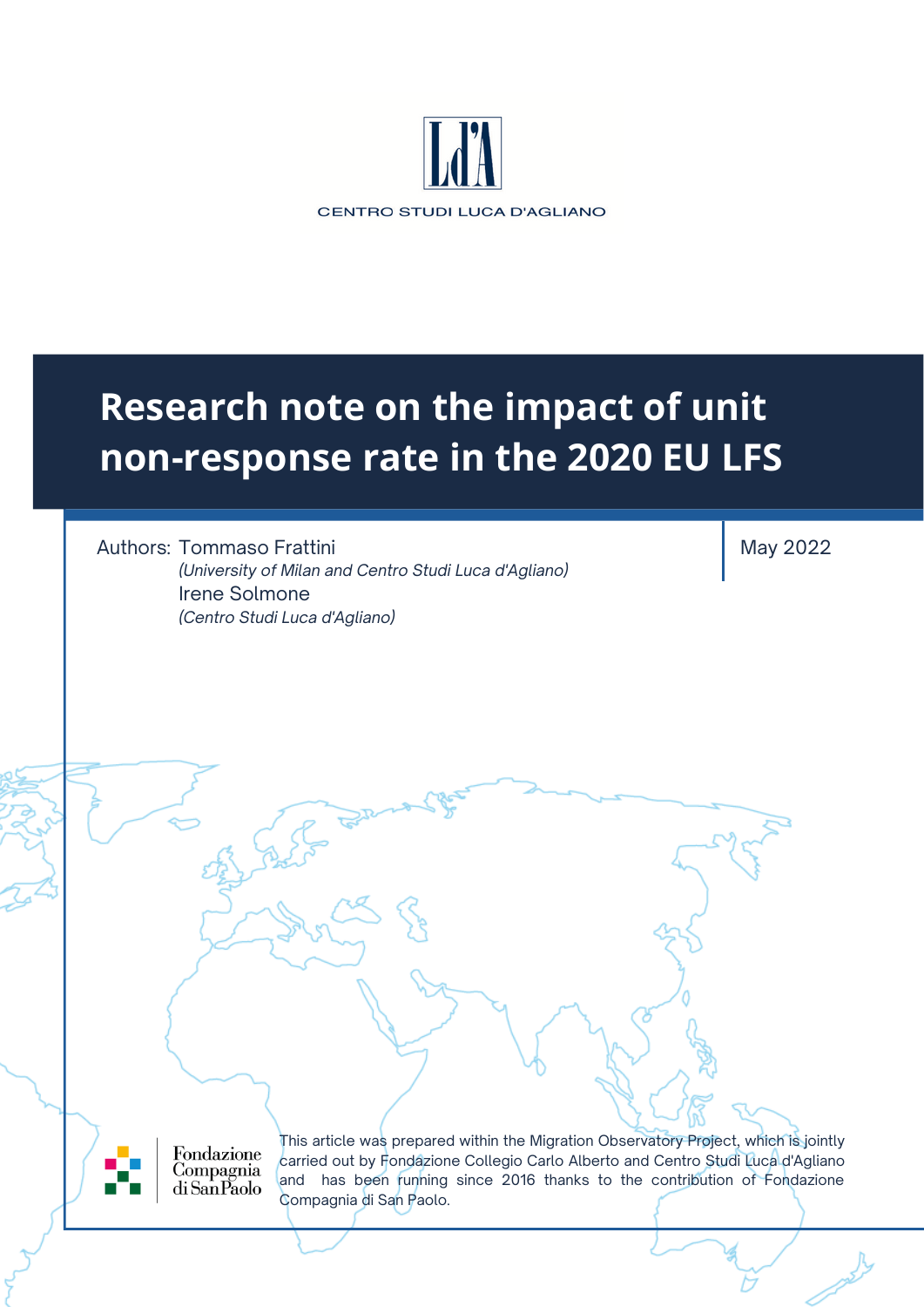CENTRO STUDI LUCA D'AGLIANO

# Research note on the impact of unit non-response rate in the 2020 EU LFS

Authors: Tommaso Frattini
*(University of Milan and Centro Studi Luca d'Agliano)*
Irene Solmone
*(Centro Studi Luca d'Agliano)*

May 2022

Fondazione Compagnia di San Paolo

This article was prepared within the Migration Observatory Project, which is jointly carried out by Fondazione Collegio Carlo Alberto and Centro Studi Luca d'Agliano and has been running since 2016 thanks to the contribution of Fondazione Compagnia di San Paolo.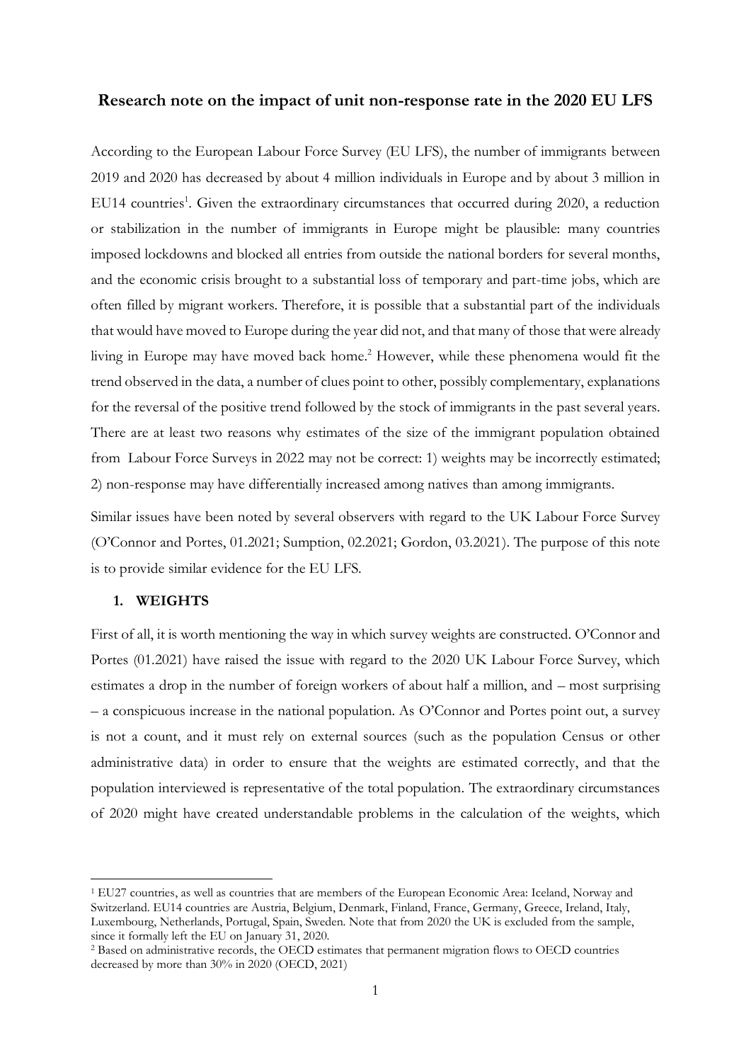## Research note on the impact of unit non-response rate in the 2020 EU LFS

According to the European Labour Force Survey (EU LFS), the number of immigrants between 2019 and 2020 has decreased by about 4 million individuals in Europe and by about 3 million in EU14 countries[1]. Given the extraordinary circumstances that occurred during 2020, a reduction or stabilization in the number of immigrants in Europe might be plausible: many countries imposed lockdowns and blocked all entries from outside the national borders for several months, and the economic crisis brought to a substantial loss of temporary and part-time jobs, which are often filled by migrant workers. Therefore, it is possible that a substantial part of the individuals that would have moved to Europe during the year did not, and that many of those that were already living in Europe may have moved back home.[2] However, while these phenomena would fit the trend observed in the data, a number of clues point to other, possibly complementary, explanations for the reversal of the positive trend followed by the stock of immigrants in the past several years. There are at least two reasons why estimates of the size of the immigrant population obtained from Labour Force Surveys in 2022 may not be correct: 1) weights may be incorrectly estimated; 2) non-response may have differentially increased among natives than among immigrants.

Similar issues have been noted by several observers with regard to the UK Labour Force Survey (O'Connor and Portes, 01.2021; Sumption, 02.2021; Gordon, 03.2021). The purpose of this note is to provide similar evidence for the EU LFS.

### 1. WEIGHTS

First of all, it is worth mentioning the way in which survey weights are constructed. O'Connor and Portes (01.2021) have raised the issue with regard to the 2020 UK Labour Force Survey, which estimates a drop in the number of foreign workers of about half a million, and – most surprising – a conspicuous increase in the national population. As O'Connor and Portes point out, a survey is not a count, and it must rely on external sources (such as the population Census or other administrative data) in order to ensure that the weights are estimated correctly, and that the population interviewed is representative of the total population. The extraordinary circumstances of 2020 might have created understandable problems in the calculation of the weights, which

---

[1] EU27 countries, as well as countries that are members of the European Economic Area: Iceland, Norway and Switzerland. EU14 countries are Austria, Belgium, Denmark, Finland, France, Germany, Greece, Ireland, Italy, Luxembourg, Netherlands, Portugal, Spain, Sweden. Note that from 2020 the UK is excluded from the sample, since it formally left the EU on January 31, 2020.

[2] Based on administrative records, the OECD estimates that permanent migration flows to OECD countries decreased by more than 30% in 2020 (OECD, 2021)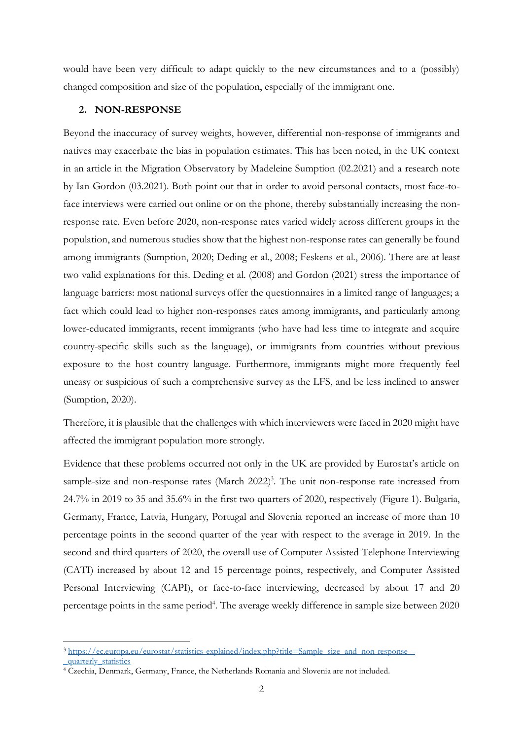would have been very difficult to adapt quickly to the new circumstances and to a (possibly) changed composition and size of the population, especially of the immigrant one.

## 2. NON-RESPONSE

Beyond the inaccuracy of survey weights, however, differential non-response of immigrants and natives may exacerbate the bias in population estimates. This has been noted, in the UK context in an article in the Migration Observatory by Madeleine Sumption (02.2021) and a research note by Ian Gordon (03.2021). Both point out that in order to avoid personal contacts, most face-to-face interviews were carried out online or on the phone, thereby substantially increasing the non-response rate. Even before 2020, non-response rates varied widely across different groups in the population, and numerous studies show that the highest non-response rates can generally be found among immigrants (Sumption, 2020; Deding et al., 2008; Feskens et al., 2006). There are at least two valid explanations for this. Deding et al. (2008) and Gordon (2021) stress the importance of language barriers: most national surveys offer the questionnaires in a limited range of languages; a fact which could lead to higher non-responses rates among immigrants, and particularly among lower-educated immigrants, recent immigrants (who have had less time to integrate and acquire country-specific skills such as the language), or immigrants from countries without previous exposure to the host country language. Furthermore, immigrants might more frequently feel uneasy or suspicious of such a comprehensive survey as the LFS, and be less inclined to answer (Sumption, 2020).

Therefore, it is plausible that the challenges with which interviewers were faced in 2020 might have affected the immigrant population more strongly.

Evidence that these problems occurred not only in the UK are provided by Eurostat's article on sample-size and non-response rates (March 2022)[3]. The unit non-response rate increased from 24.7% in 2019 to 35 and 35.6% in the first two quarters of 2020, respectively (Figure 1). Bulgaria, Germany, France, Latvia, Hungary, Portugal and Slovenia reported an increase of more than 10 percentage points in the second quarter of the year with respect to the average in 2019. In the second and third quarters of 2020, the overall use of Computer Assisted Telephone Interviewing (CATI) increased by about 12 and 15 percentage points, respectively, and Computer Assisted Personal Interviewing (CAPI), or face-to-face interviewing, decreased by about 17 and 20 percentage points in the same period[4]. The average weekly difference in sample size between 2020

---

[3] https://ec.europa.eu/eurostat/statistics-explained/index.php?title=Sample_size_and_non-response_-_quarterly_statistics

[4] Czechia, Denmark, Germany, France, the Netherlands Romania and Slovenia are not included.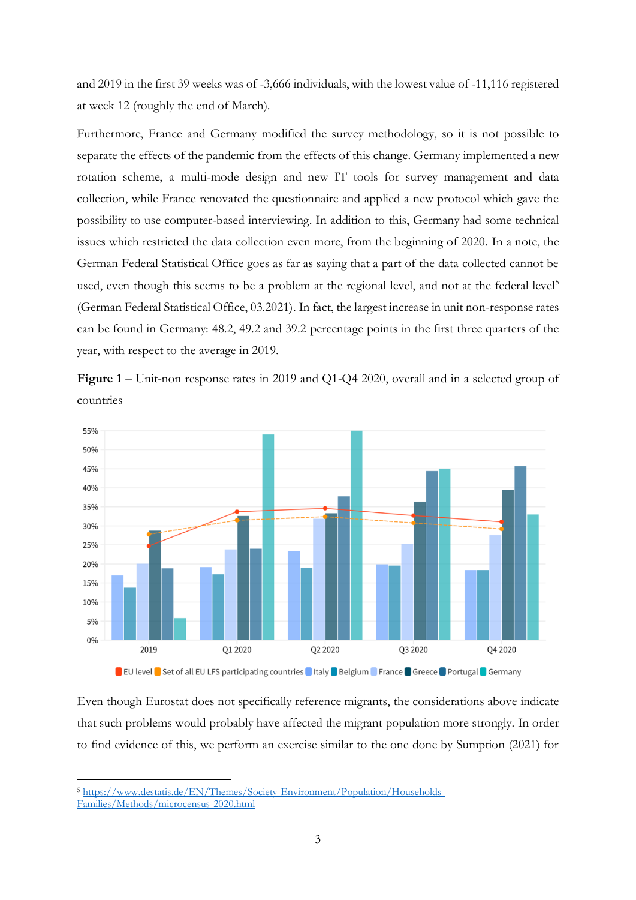and 2019 in the first 39 weeks was of -3,666 individuals, with the lowest value of -11,116 registered at week 12 (roughly the end of March).

Furthermore, France and Germany modified the survey methodology, so it is not possible to separate the effects of the pandemic from the effects of this change. Germany implemented a new rotation scheme, a multi-mode design and new IT tools for survey management and data collection, while France renovated the questionnaire and applied a new protocol which gave the possibility to use computer-based interviewing. In addition to this, Germany had some technical issues which restricted the data collection even more, from the beginning of 2020. In a note, the German Federal Statistical Office goes as far as saying that a part of the data collected cannot be used, even though this seems to be a problem at the regional level, and not at the federal level[5] (German Federal Statistical Office, 03.2021). In fact, the largest increase in unit non-response rates can be found in Germany: 48.2, 49.2 and 39.2 percentage points in the first three quarters of the year, with respect to the average in 2019.

**Figure 1** – Unit-non response rates in 2019 and Q1-Q4 2020, overall and in a selected group of countries

Even though Eurostat does not specifically reference migrants, the considerations above indicate that such problems would probably have affected the migrant population more strongly. In order to find evidence of this, we perform an exercise similar to the one done by Sumption (2021) for

[5] https://www.destatis.de/EN/Themes/Society-Environment/Population/Households-Families/Methods/microcensus-2020.html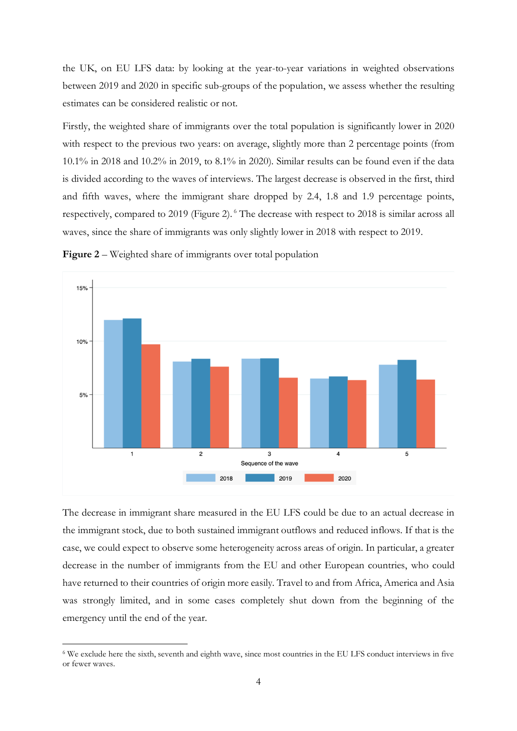the UK, on EU LFS data: by looking at the year-to-year variations in weighted observations between 2019 and 2020 in specific sub-groups of the population, we assess whether the resulting estimates can be considered realistic or not.

Firstly, the weighted share of immigrants over the total population is significantly lower in 2020 with respect to the previous two years: on average, slightly more than 2 percentage points (from 10.1% in 2018 and 10.2% in 2019, to 8.1% in 2020). Similar results can be found even if the data is divided according to the waves of interviews. The largest decrease is observed in the first, third and fifth waves, where the immigrant share dropped by 2.4, 1.8 and 1.9 percentage points, respectively, compared to 2019 (Figure 2).[6] The decrease with respect to 2018 is similar across all waves, since the share of immigrants was only slightly lower in 2018 with respect to 2019.

**Figure 2** – Weighted share of immigrants over total population

The decrease in immigrant share measured in the EU LFS could be due to an actual decrease in the immigrant stock, due to both sustained immigrant outflows and reduced inflows. If that is the case, we could expect to observe some heterogeneity across areas of origin. In particular, a greater decrease in the number of immigrants from the EU and other European countries, who could have returned to their countries of origin more easily. Travel to and from Africa, America and Asia was strongly limited, and in some cases completely shut down from the beginning of the emergency until the end of the year.

[6] We exclude here the sixth, seventh and eighth wave, since most countries in the EU LFS conduct interviews in five or fewer waves.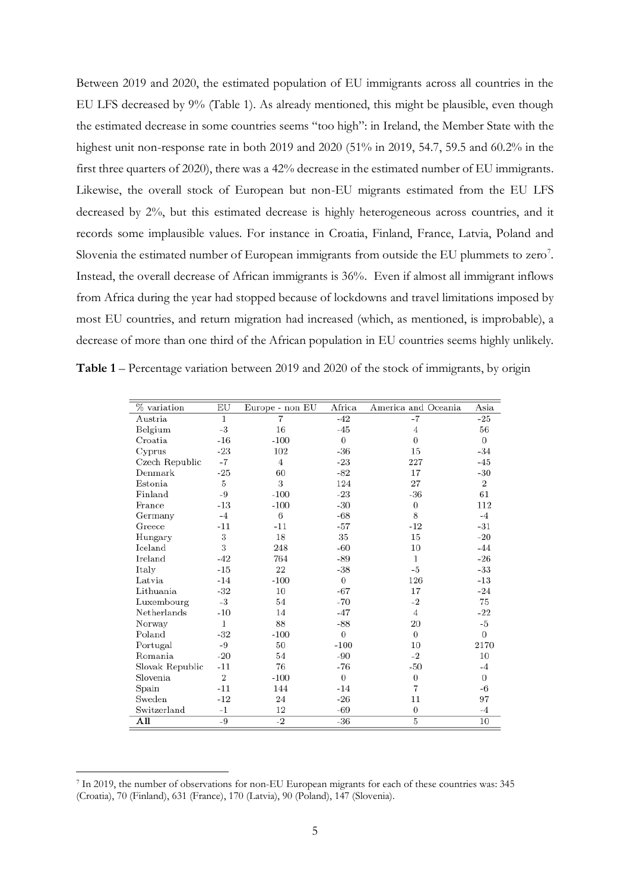Between 2019 and 2020, the estimated population of EU immigrants across all countries in the EU LFS decreased by 9% (Table 1). As already mentioned, this might be plausible, even though the estimated decrease in some countries seems "too high": in Ireland, the Member State with the highest unit non-response rate in both 2019 and 2020 (51% in 2019, 54.7, 59.5 and 60.2% in the first three quarters of 2020), there was a 42% decrease in the estimated number of EU immigrants. Likewise, the overall stock of European but non-EU migrants estimated from the EU LFS decreased by 2%, but this estimated decrease is highly heterogeneous across countries, and it records some implausible values. For instance in Croatia, Finland, France, Latvia, Poland and Slovenia the estimated number of European immigrants from outside the EU plummets to zero[7]. Instead, the overall decrease of African immigrants is 36%. Even if almost all immigrant inflows from Africa during the year had stopped because of lockdowns and travel limitations imposed by most EU countries, and return migration had increased (which, as mentioned, is improbable), a decrease of more than one third of the African population in EU countries seems highly unlikely.

**Table 1** – Percentage variation between 2019 and 2020 of the stock of immigrants, by origin

| % variation | EU | Europe - non EU | Africa | America and Oceania | Asia |
|---|---|---|---|---|---|
| Austria | 1 | 7 | -42 | -7 | -25 |
| Belgium | -3 | 16 | -45 | 4 | 56 |
| Croatia | -16 | -100 | 0 | 0 | 0 |
| Cyprus | -23 | 102 | -36 | 15 | -34 |
| Czech Republic | -7 | 4 | -23 | 227 | -45 |
| Denmark | -25 | 60 | -82 | 17 | -30 |
| Estonia | 5 | 3 | 124 | 27 | 2 |
| Finland | -9 | -100 | -23 | -36 | 61 |
| France | -13 | -100 | -30 | 0 | 112 |
| Germany | -4 | 6 | -68 | 8 | -4 |
| Greece | -11 | -11 | -57 | -12 | -31 |
| Hungary | 3 | 18 | 35 | 15 | -20 |
| Iceland | 3 | 248 | -60 | 10 | -44 |
| Ireland | -42 | 764 | -89 | 1 | -26 |
| Italy | -15 | 22 | -38 | -5 | -33 |
| Latvia | -14 | -100 | 0 | 126 | -13 |
| Lithuania | -32 | 10 | -67 | 17 | -24 |
| Luxembourg | -3 | 54 | -70 | -2 | 75 |
| Netherlands | -10 | 14 | -47 | 4 | -22 |
| Norway | 1 | 88 | -88 | 20 | -5 |
| Poland | -32 | -100 | 0 | 0 | 0 |
| Portugal | -9 | 50 | -100 | 10 | 2170 |
| Romania | -20 | 54 | -90 | -2 | 10 |
| Slovak Republic | -11 | 76 | -76 | -50 | -4 |
| Slovenia | 2 | -100 | 0 | 0 | 0 |
| Spain | -11 | 144 | -14 | 7 | -6 |
| Sweden | -12 | 24 | -26 | 11 | 97 |
| Switzerland | -1 | 12 | -69 | 0 | -4 |
| **All** | -9 | -2 | -36 | 5 | 10 |

[7] In 2019, the number of observations for non-EU European migrants for each of these countries was: 345 (Croatia), 70 (Finland), 631 (France), 170 (Latvia), 90 (Poland), 147 (Slovenia).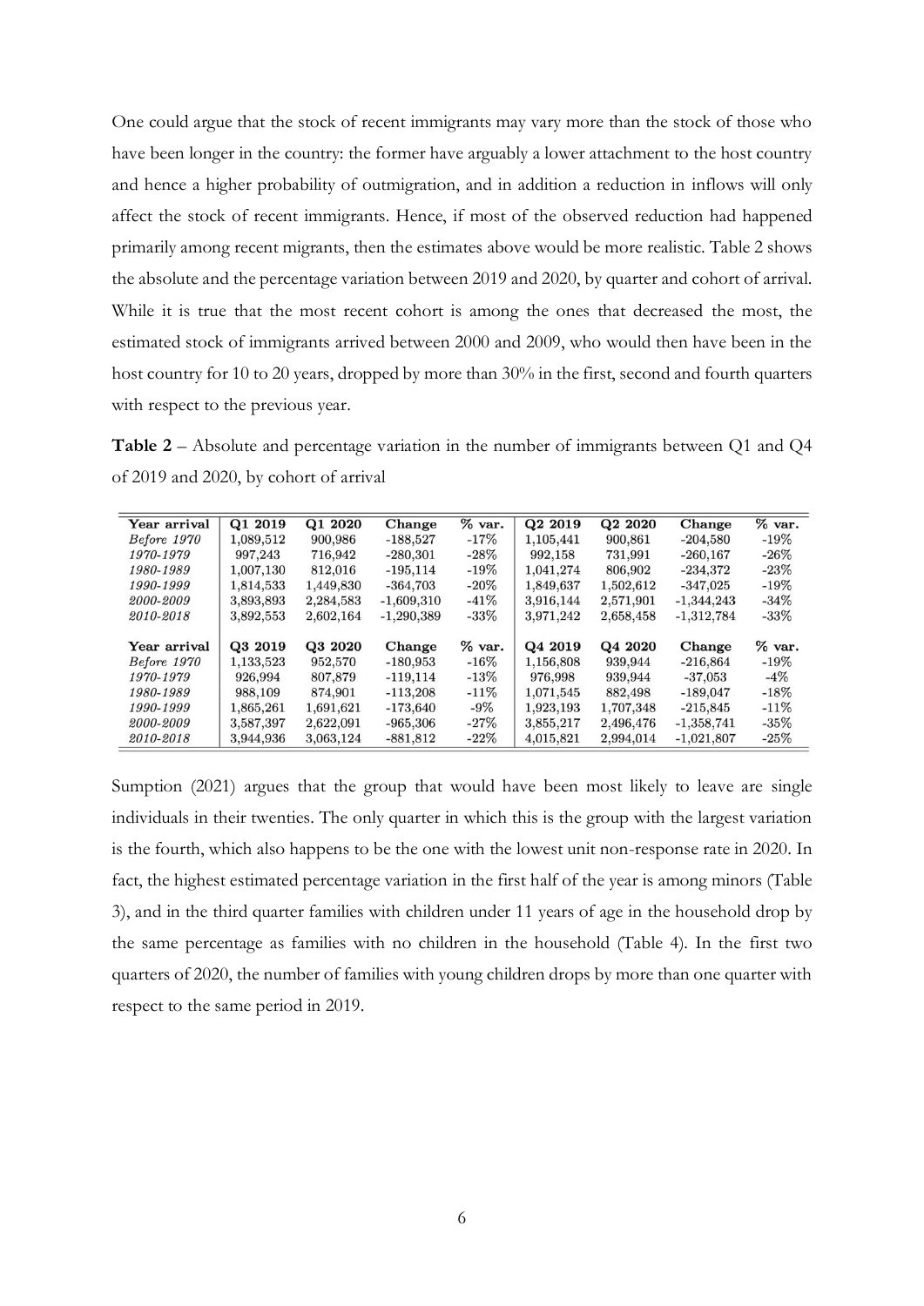One could argue that the stock of recent immigrants may vary more than the stock of those who have been longer in the country: the former have arguably a lower attachment to the host country and hence a higher probability of outmigration, and in addition a reduction in inflows will only affect the stock of recent immigrants. Hence, if most of the observed reduction had happened primarily among recent migrants, then the estimates above would be more realistic. Table 2 shows the absolute and the percentage variation between 2019 and 2020, by quarter and cohort of arrival. While it is true that the most recent cohort is among the ones that decreased the most, the estimated stock of immigrants arrived between 2000 and 2009, who would then have been in the host country for 10 to 20 years, dropped by more than 30% in the first, second and fourth quarters with respect to the previous year.

**Table 2** – Absolute and percentage variation in the number of immigrants between Q1 and Q4 of 2019 and 2020, by cohort of arrival

| Year arrival | Q1 2019 | Q1 2020 | Change | % var. | Q2 2019 | Q2 2020 | Change | % var. |
|---|---|---|---|---|---|---|---|---|
| *Before 1970* | 1,089,512 | 900,986 | -188,527 | -17% | 1,105,441 | 900,861 | -204,580 | -19% |
| *1970-1979* | 997,243 | 716,942 | -280,301 | -28% | 992,158 | 731,991 | -260,167 | -26% |
| *1980-1989* | 1,007,130 | 812,016 | -195,114 | -19% | 1,041,274 | 806,902 | -234,372 | -23% |
| *1990-1999* | 1,814,533 | 1,449,830 | -364,703 | -20% | 1,849,637 | 1,502,612 | -347,025 | -19% |
| *2000-2009* | 3,893,893 | 2,284,583 | -1,609,310 | -41% | 3,916,144 | 2,571,901 | -1,344,243 | -34% |
| *2010-2018* | 3,892,553 | 2,602,164 | -1,290,389 | -33% | 3,971,242 | 2,658,458 | -1,312,784 | -33% |
| **Year arrival** | **Q3 2019** | **Q3 2020** | **Change** | **% var.** | **Q4 2019** | **Q4 2020** | **Change** | **% var.** |
| *Before 1970* | 1,133,523 | 952,570 | -180,953 | -16% | 1,156,808 | 939,944 | -216,864 | -19% |
| *1970-1979* | 926,994 | 807,879 | -119,114 | -13% | 976,998 | 939,944 | -37,053 | -4% |
| *1980-1989* | 988,109 | 874,901 | -113,208 | -11% | 1,071,545 | 882,498 | -189,047 | -18% |
| *1990-1999* | 1,865,261 | 1,691,621 | -173,640 | -9% | 1,923,193 | 1,707,348 | -215,845 | -11% |
| *2000-2009* | 3,587,397 | 2,622,091 | -965,306 | -27% | 3,855,217 | 2,496,476 | -1,358,741 | -35% |
| *2010-2018* | 3,944,936 | 3,063,124 | -881,812 | -22% | 4,015,821 | 2,994,014 | -1,021,807 | -25% |

Sumption (2021) argues that the group that would have been most likely to leave are single individuals in their twenties. The only quarter in which this is the group with the largest variation is the fourth, which also happens to be the one with the lowest unit non-response rate in 2020. In fact, the highest estimated percentage variation in the first half of the year is among minors (Table 3), and in the third quarter families with children under 11 years of age in the household drop by the same percentage as families with no children in the household (Table 4). In the first two quarters of 2020, the number of families with young children drops by more than one quarter with respect to the same period in 2019.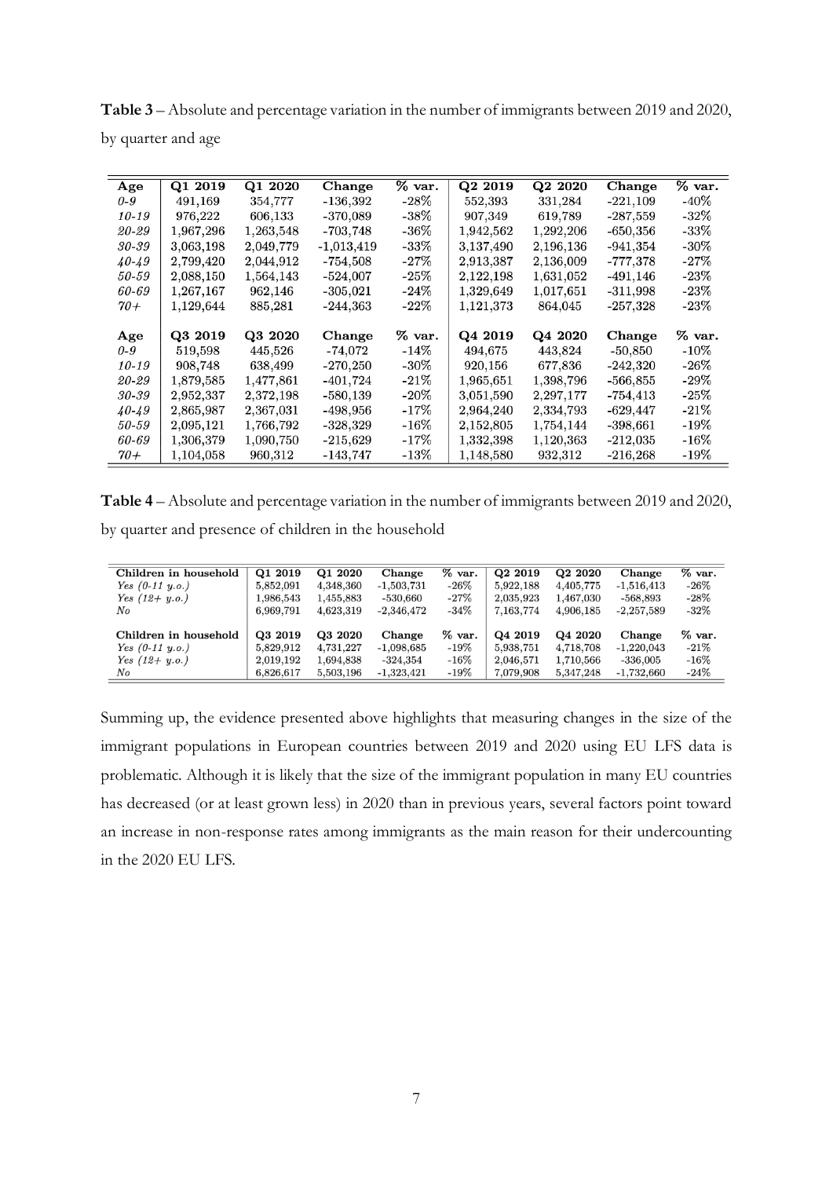**Table 3** – Absolute and percentage variation in the number of immigrants between 2019 and 2020, by quarter and age

| Age | Q1 2019 | Q1 2020 | Change | % var. | Q2 2019 | Q2 2020 | Change | % var. |
|---|---|---|---|---|---|---|---|---|
| *0-9* | 491,169 | 354,777 | -136,392 | -28% | 552,393 | 331,284 | -221,109 | -40% |
| *10-19* | 976,222 | 606,133 | -370,089 | -38% | 907,349 | 619,789 | -287,559 | -32% |
| *20-29* | 1,967,296 | 1,263,548 | -703,748 | -36% | 1,942,562 | 1,292,206 | -650,356 | -33% |
| *30-39* | 3,063,198 | 2,049,779 | -1,013,419 | -33% | 3,137,490 | 2,196,136 | -941,354 | -30% |
| *40-49* | 2,799,420 | 2,044,912 | -754,508 | -27% | 2,913,387 | 2,136,009 | -777,378 | -27% |
| *50-59* | 2,088,150 | 1,564,143 | -524,007 | -25% | 2,122,198 | 1,631,052 | -491,146 | -23% |
| *60-69* | 1,267,167 | 962,146 | -305,021 | -24% | 1,329,649 | 1,017,651 | -311,998 | -23% |
| *70+* | 1,129,644 | 885,281 | -244,363 | -22% | 1,121,373 | 864,045 | -257,328 | -23% |
| **Age** | **Q3 2019** | **Q3 2020** | **Change** | **% var.** | **Q4 2019** | **Q4 2020** | **Change** | **% var.** |
| *0-9* | 519,598 | 445,526 | -74,072 | -14% | 494,675 | 443,824 | -50,850 | -10% |
| *10-19* | 908,748 | 638,499 | -270,250 | -30% | 920,156 | 677,836 | -242,320 | -26% |
| *20-29* | 1,879,585 | 1,477,861 | -401,724 | -21% | 1,965,651 | 1,398,796 | -566,855 | -29% |
| *30-39* | 2,952,337 | 2,372,198 | -580,139 | -20% | 3,051,590 | 2,297,177 | -754,413 | -25% |
| *40-49* | 2,865,987 | 2,367,031 | -498,956 | -17% | 2,964,240 | 2,334,793 | -629,447 | -21% |
| *50-59* | 2,095,121 | 1,766,792 | -328,329 | -16% | 2,152,805 | 1,754,144 | -398,661 | -19% |
| *60-69* | 1,306,379 | 1,090,750 | -215,629 | -17% | 1,332,398 | 1,120,363 | -212,035 | -16% |
| *70+* | 1,104,058 | 960,312 | -143,747 | -13% | 1,148,580 | 932,312 | -216,268 | -19% |

**Table 4** – Absolute and percentage variation in the number of immigrants between 2019 and 2020, by quarter and presence of children in the household

| Children in household | Q1 2019 | Q1 2020 | Change | % var. | Q2 2019 | Q2 2020 | Change | % var. |
|---|---|---|---|---|---|---|---|---|
| *Yes (0-11 y.o.)* | 5,852,091 | 4,348,360 | -1,503,731 | -26% | 5,922,188 | 4,405,775 | -1,516,413 | -26% |
| *Yes (12+ y.o.)* | 1,986,543 | 1,455,883 | -530,660 | -27% | 2,035,923 | 1,467,030 | -568,893 | -28% |
| *No* | 6,969,791 | 4,623,319 | -2,346,472 | -34% | 7,163,774 | 4,906,185 | -2,257,589 | -32% |
| **Children in household** | **Q3 2019** | **Q3 2020** | **Change** | **% var.** | **Q4 2019** | **Q4 2020** | **Change** | **% var.** |
| *Yes (0-11 y.o.)* | 5,829,912 | 4,731,227 | -1,098,685 | -19% | 5,938,751 | 4,718,708 | -1,220,043 | -21% |
| *Yes (12+ y.o.)* | 2,019,192 | 1,694,838 | -324,354 | -16% | 2,046,571 | 1,710,566 | -336,005 | -16% |
| *No* | 6,826,617 | 5,503,196 | -1,323,421 | -19% | 7,079,908 | 5,347,248 | -1,732,660 | -24% |

Summing up, the evidence presented above highlights that measuring changes in the size of the immigrant populations in European countries between 2019 and 2020 using EU LFS data is problematic. Although it is likely that the size of the immigrant population in many EU countries has decreased (or at least grown less) in 2020 than in previous years, several factors point toward an increase in non-response rates among immigrants as the main reason for their undercounting in the 2020 EU LFS.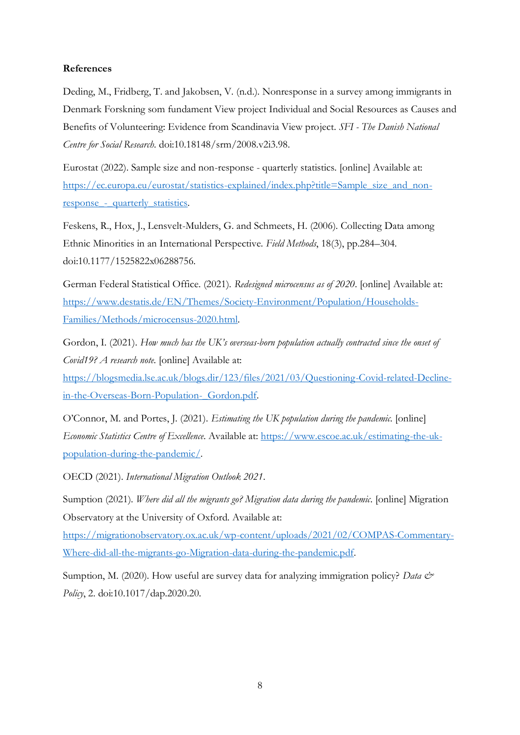**References**

Deding, M., Fridberg, T. and Jakobsen, V. (n.d.). Nonresponse in a survey among immigrants in Denmark Forskning som fundament View project Individual and Social Resources as Causes and Benefits of Volunteering: Evidence from Scandinavia View project. *SFI - The Danish National Centre for Social Research*. doi:10.18148/srm/2008.v2i3.98.

Eurostat (2022). Sample size and non-response - quarterly statistics. [online] Available at: https://ec.europa.eu/eurostat/statistics-explained/index.php?title=Sample_size_and_non-response_-_quarterly_statistics.

Feskens, R., Hox, J., Lensvelt-Mulders, G. and Schmeets, H. (2006). Collecting Data among Ethnic Minorities in an International Perspective. *Field Methods*, 18(3), pp.284–304. doi:10.1177/1525822x06288756.

German Federal Statistical Office. (2021). *Redesigned microcensus as of 2020*. [online] Available at: https://www.destatis.de/EN/Themes/Society-Environment/Population/Households-Families/Methods/microcensus-2020.html.

Gordon, I. (2021). *How much has the UK's overseas-born population actually contracted since the onset of Covid19? A research note.* [online] Available at: https://blogsmedia.lse.ac.uk/blogs.dir/123/files/2021/03/Questioning-Covid-related-Decline-in-the-Overseas-Born-Population-_Gordon.pdf.

O'Connor, M. and Portes, J. (2021). *Estimating the UK population during the pandemic.* [online] *Economic Statistics Centre of Excellence*. Available at: https://www.escoe.ac.uk/estimating-the-uk-population-during-the-pandemic/.

OECD (2021). *International Migration Outlook 2021*.

Sumption (2021). *Where did all the migrants go? Migration data during the pandemic*. [online] Migration Observatory at the University of Oxford. Available at: https://migrationobservatory.ox.ac.uk/wp-content/uploads/2021/02/COMPAS-Commentary-Where-did-all-the-migrants-go-Migration-data-during-the-pandemic.pdf.

Sumption, M. (2020). How useful are survey data for analyzing immigration policy? *Data & Policy*, 2. doi:10.1017/dap.2020.20.